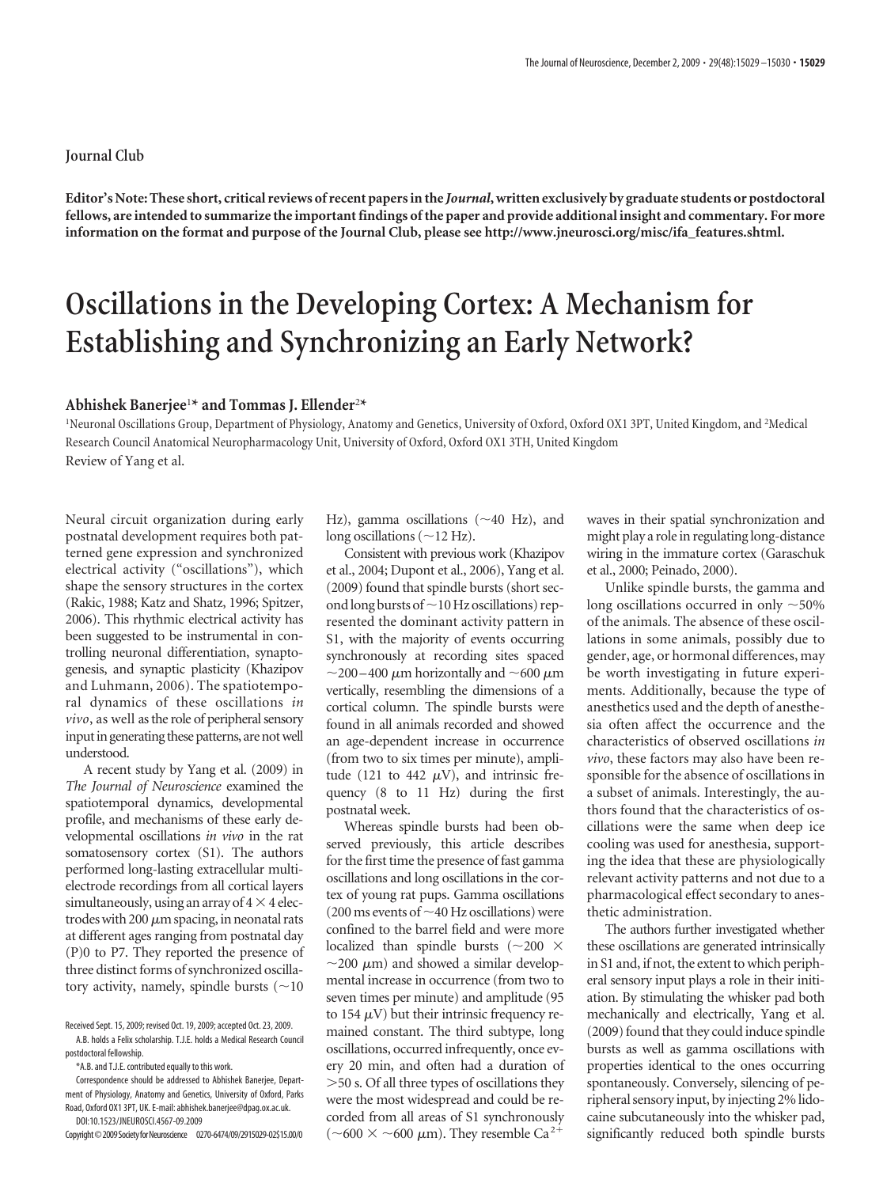Journal Club

**Editor's Note: These short, critical reviews of recent papers in the *Journal*, written exclusively by graduate students or postdoctoral fellows, are intended to summarize the important findings of the paper and provide additional insight and commentary. For more information on the format and purpose of the Journal Club, please see http://www.jneurosci.org/misc/ifa_features.shtml.**

# Oscillations in the Developing Cortex: A Mechanism for Establishing and Synchronizing an Early Network?

**Abhishek Banerjee[1]* and Tommas J. Ellender[2]***

[1]Neuronal Oscillations Group, Department of Physiology, Anatomy and Genetics, University of Oxford, Oxford OX1 3PT, United Kingdom, and [2]Medical Research Council Anatomical Neuropharmacology Unit, University of Oxford, Oxford OX1 3TH, United Kingdom

Review of Yang et al.

Neural circuit organization during early postnatal development requires both patterned gene expression and synchronized electrical activity ("oscillations"), which shape the sensory structures in the cortex (Rakic, 1988; Katz and Shatz, 1996; Spitzer, 2006). This rhythmic electrical activity has been suggested to be instrumental in controlling neuronal differentiation, synaptogenesis, and synaptic plasticity (Khazipov and Luhmann, 2006). The spatiotemporal dynamics of these oscillations *in vivo*, as well as the role of peripheral sensory input in generating these patterns, are not well understood.

A recent study by Yang et al. (2009) in *The Journal of Neuroscience* examined the spatiotemporal dynamics, developmental profile, and mechanisms of these early developmental oscillations *in vivo* in the rat somatosensory cortex (S1). The authors performed long-lasting extracellular multielectrode recordings from all cortical layers simultaneously, using an array of $4 \times 4$ electrodes with 200 $\mu$m spacing, in neonatal rats at different ages ranging from postnatal day (P)0 to P7. They reported the presence of three distinct forms of synchronized oscillatory activity, namely, spindle bursts (~10 Hz), gamma oscillations (~40 Hz), and long oscillations (~12 Hz).

Consistent with previous work (Khazipov et al., 2004; Dupont et al., 2006), Yang et al. (2009) found that spindle bursts (short second long bursts of ~10 Hz oscillations) represented the dominant activity pattern in S1, with the majority of events occurring synchronously at recording sites spaced ~200–400 $\mu$m horizontally and ~600 $\mu$m vertically, resembling the dimensions of a cortical column. The spindle bursts were found in all animals recorded and showed an age-dependent increase in occurrence (from two to six times per minute), amplitude (121 to 442 $\mu$V), and intrinsic frequency (8 to 11 Hz) during the first postnatal week.

Whereas spindle bursts had been observed previously, this article describes for the first time the presence of fast gamma oscillations and long oscillations in the cortex of young rat pups. Gamma oscillations (200 ms events of ~40 Hz oscillations) were confined to the barrel field and were more localized than spindle bursts (~200 × ~200 $\mu$m) and showed a similar developmental increase in occurrence (from two to seven times per minute) and amplitude (95 to 154 $\mu$V) but their intrinsic frequency remained constant. The third subtype, long oscillations, occurred infrequently, once every 20 min, and often had a duration of >50 s. Of all three types of oscillations they were the most widespread and could be recorded from all areas of S1 synchronously (~600 × ~600 $\mu$m). They resemble $Ca^{2+}$ waves in their spatial synchronization and might play a role in regulating long-distance wiring in the immature cortex (Garaschuk et al., 2000; Peinado, 2000).

Unlike spindle bursts, the gamma and long oscillations occurred in only ~50% of the animals. The absence of these oscillations in some animals, possibly due to gender, age, or hormonal differences, may be worth investigating in future experiments. Additionally, because the type of anesthetics used and the depth of anesthesia often affect the occurrence and the characteristics of observed oscillations *in vivo*, these factors may also have been responsible for the absence of oscillations in a subset of animals. Interestingly, the authors found that the characteristics of oscillations were the same when deep ice cooling was used for anesthesia, supporting the idea that these are physiologically relevant activity patterns and not due to a pharmacological effect secondary to anesthetic administration.

The authors further investigated whether these oscillations are generated intrinsically in S1 and, if not, the extent to which peripheral sensory input plays a role in their initiation. By stimulating the whisker pad both mechanically and electrically, Yang et al. (2009) found that they could induce spindle bursts as well as gamma oscillations with properties identical to the ones occurring spontaneously. Conversely, silencing of peripheral sensory input, by injecting 2% lidocaine subcutaneously into the whisker pad, significantly reduced both spindle bursts

Received Sept. 15, 2009; revised Oct. 19, 2009; accepted Oct. 23, 2009.

A.B. holds a Felix scholarship. T.J.E. holds a Medical Research Council postdoctoral fellowship.

*A.B. and T.J.E. contributed equally to this work.

Correspondence should be addressed to Abhishek Banerjee, Department of Physiology, Anatomy and Genetics, University of Oxford, Parks Road, Oxford OX1 3PT, UK. E-mail: abhishek.banerjee@dpag.ox.ac.uk.

DOI:10.1523/JNEUROSCI.4567-09.2009

Copyright © 2009 Society for Neuroscience 0270-6474/09/2915029-02$15.00/0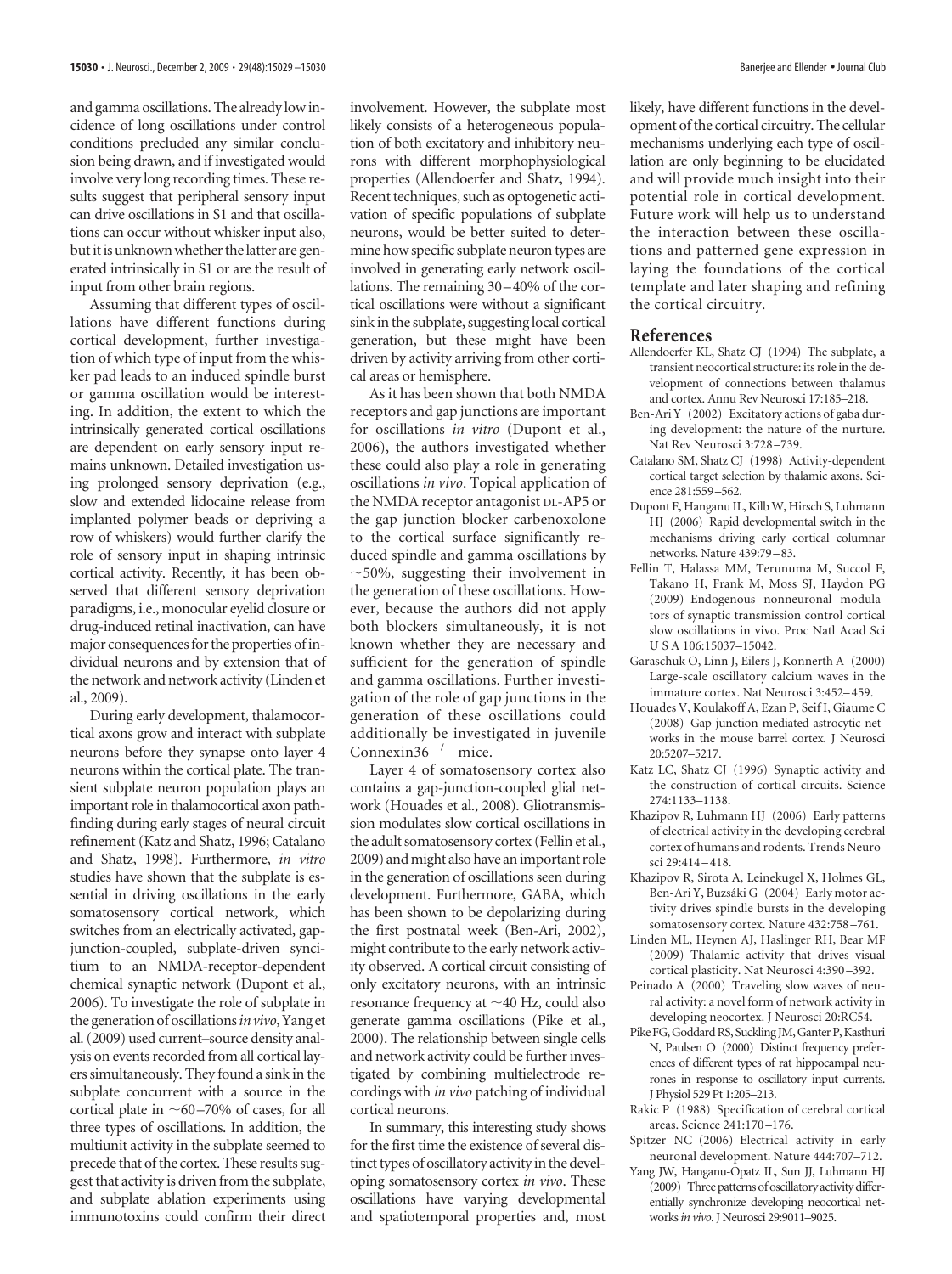and gamma oscillations. The already low incidence of long oscillations under control conditions precluded any similar conclusion being drawn, and if investigated would involve very long recording times. These results suggest that peripheral sensory input can drive oscillations in S1 and that oscillations can occur without whisker input also, but it is unknown whether the latter are generated intrinsically in S1 or are the result of input from other brain regions.

Assuming that different types of oscillations have different functions during cortical development, further investigation of which type of input from the whisker pad leads to an induced spindle burst or gamma oscillation would be interesting. In addition, the extent to which the intrinsically generated cortical oscillations are dependent on early sensory input remains unknown. Detailed investigation using prolonged sensory deprivation (e.g., slow and extended lidocaine release from implanted polymer beads or depriving a row of whiskers) would further clarify the role of sensory input in shaping intrinsic cortical activity. Recently, it has been observed that different sensory deprivation paradigms, i.e., monocular eyelid closure or drug-induced retinal inactivation, can have major consequences for the properties of individual neurons and by extension that of the network and network activity (Linden et al., 2009).

During early development, thalamocortical axons grow and interact with subplate neurons before they synapse onto layer 4 neurons within the cortical plate. The transient subplate neuron population plays an important role in thalamocortical axon pathfinding during early stages of neural circuit refinement (Katz and Shatz, 1996; Catalano and Shatz, 1998). Furthermore, *in vitro* studies have shown that the subplate is essential in driving oscillations in the early somatosensory cortical network, which switches from an electrically activated, gap-junction-coupled, subplate-driven syncitium to an NMDA-receptor-dependent chemical synaptic network (Dupont et al., 2006). To investigate the role of subplate in the generation of oscillations *in vivo*, Yang et al. (2009) used current–source density analysis on events recorded from all cortical layers simultaneously. They found a sink in the subplate concurrent with a source in the cortical plate in ~60–70% of cases, for all three types of oscillations. In addition, the multiunit activity in the subplate seemed to precede that of the cortex. These results suggest that activity is driven from the subplate, and subplate ablation experiments using immunotoxins could confirm their direct involvement. However, the subplate most likely consists of a heterogeneous population of both excitatory and inhibitory neurons with different morphophysiological properties (Allendoerfer and Shatz, 1994). Recent techniques, such as optogenetic activation of specific populations of subplate neurons, would be better suited to determine how specific subplate neuron types are involved in generating early network oscillations. The remaining 30–40% of the cortical oscillations were without a significant sink in the subplate, suggesting local cortical generation, but these might have been driven by activity arriving from other cortical areas or hemisphere.

As it has been shown that both NMDA receptors and gap junctions are important for oscillations *in vitro* (Dupont et al., 2006), the authors investigated whether these could also play a role in generating oscillations *in vivo*. Topical application of the NMDA receptor antagonist DL-AP5 or the gap junction blocker carbenoxolone to the cortical surface significantly reduced spindle and gamma oscillations by ~50%, suggesting their involvement in the generation of these oscillations. However, because the authors did not apply both blockers simultaneously, it is not known whether they are necessary and sufficient for the generation of spindle and gamma oscillations. Further investigation of the role of gap junctions in the generation of these oscillations could additionally be investigated in juvenile Connexin36 $^{-/-}$ mice.

Layer 4 of somatosensory cortex also contains a gap-junction-coupled glial network (Houades et al., 2008). Gliotransmission modulates slow cortical oscillations in the adult somatosensory cortex (Fellin et al., 2009) and might also have an important role in the generation of oscillations seen during development. Furthermore, GABA, which has been shown to be depolarizing during the first postnatal week (Ben-Ari, 2002), might contribute to the early network activity observed. A cortical circuit consisting of only excitatory neurons, with an intrinsic resonance frequency at ~40 Hz, could also generate gamma oscillations (Pike et al., 2000). The relationship between single cells and network activity could be further investigated by combining multielectrode recordings with *in vivo* patching of individual cortical neurons.

In summary, this interesting study shows for the first time the existence of several distinct types of oscillatory activity in the developing somatosensory cortex *in vivo*. These oscillations have varying developmental and spatiotemporal properties and, most likely, have different functions in the development of the cortical circuitry. The cellular mechanisms underlying each type of oscillation are only beginning to be elucidated and will provide much insight into their potential role in cortical development. Future work will help us to understand the interaction between these oscillations and patterned gene expression in laying the foundations of the cortical template and later shaping and refining the cortical circuitry.

## References

Allendoerfer KL, Shatz CJ (1994) The subplate, a transient neocortical structure: its role in the development of connections between thalamus and cortex. Annu Rev Neurosci 17:185–218.

Ben-Ari Y (2002) Excitatory actions of gaba during development: the nature of the nurture. Nat Rev Neurosci 3:728–739.

Catalano SM, Shatz CJ (1998) Activity-dependent cortical target selection by thalamic axons. Science 281:559–562.

Dupont E, Hanganu IL, Kilb W, Hirsch S, Luhmann HJ (2006) Rapid developmental switch in the mechanisms driving early cortical columnar networks. Nature 439:79–83.

Fellin T, Halassa MM, Terunuma M, Succol F, Takano H, Frank M, Moss SJ, Haydon PG (2009) Endogenous nonneuronal modulators of synaptic transmission control cortical slow oscillations in vivo. Proc Natl Acad Sci U S A 106:15037–15042.

Garaschuk O, Linn J, Eilers J, Konnerth A (2000) Large-scale oscillatory calcium waves in the immature cortex. Nat Neurosci 3:452–459.

Houades V, Koulakoff A, Ezan P, Seif I, Giaume C (2008) Gap junction-mediated astrocytic networks in the mouse barrel cortex. J Neurosci 20:5207–5217.

Katz LC, Shatz CJ (1996) Synaptic activity and the construction of cortical circuits. Science 274:1133–1138.

Khazipov R, Luhmann HJ (2006) Early patterns of electrical activity in the developing cerebral cortex of humans and rodents. Trends Neurosci 29:414–418.

Khazipov R, Sirota A, Leinekugel X, Holmes GL, Ben-Ari Y, Buzsáki G (2004) Early motor activity drives spindle bursts in the developing somatosensory cortex. Nature 432:758–761.

Linden ML, Heynen AJ, Haslinger RH, Bear MF (2009) Thalamic activity that drives visual cortical plasticity. Nat Neurosci 4:390–392.

Peinado A (2000) Traveling slow waves of neural activity: a novel form of network activity in developing neocortex. J Neurosci 20:RC54.

Pike FG, Goddard RS, Suckling JM, Ganter P, Kasthuri N, Paulsen O (2000) Distinct frequency preferences of different types of rat hippocampal neurones in response to oscillatory input currents. J Physiol 529 Pt 1:205–213.

Rakic P (1988) Specification of cerebral cortical areas. Science 241:170–176.

Spitzer NC (2006) Electrical activity in early neuronal development. Nature 444:707–712.

Yang JW, Hanganu-Opatz IL, Sun JJ, Luhmann HJ (2009) Three patterns of oscillatory activity differentially synchronize developing neocortical networks *in vivo*. J Neurosci 29:9011–9025.